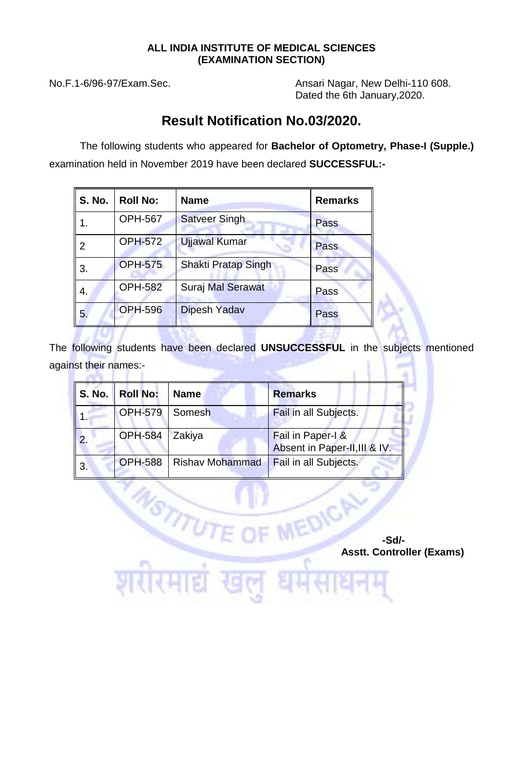**ALL INDIA INSTITUTE OF MEDICAL SCIENCES**
**(EXAMINATION SECTION)**

No.F.1-6/96-97/Exam.Sec.

Ansari Nagar, New Delhi-110 608.
Dated the 6th January,2020.

# Result Notification No.03/2020.

The following students who appeared for **Bachelor of Optometry, Phase-I (Supple.)** examination held in November 2019 have been declared **SUCCESSFUL:-**

| S. No. | Roll No: | Name | Remarks |
|---|---|---|---|
| 1. | OPH-567 | Satveer Singh | Pass |
| 2 | OPH-572 | Ujjawal Kumar | Pass |
| 3. | OPH-575 | Shakti Pratap Singh | Pass |
| 4. | OPH-582 | Suraj Mal Serawat | Pass |
| 5. | OPH-596 | Dipesh Yadav | Pass |

The following students have been declared **UNSUCCESSFUL** in the subjects mentioned against their names:-

| S. No. | Roll No: | Name | Remarks |
|---|---|---|---|
| 1. | OPH-579 | Somesh | Fail in all Subjects. |
| 2. | OPH-584 | Zakiya | Fail in Paper-I & Absent in Paper-II,III & IV. |
| 3. | OPH-588 | Rishav Mohammad | Fail in all Subjects. |

**-Sd/-**
**Asstt. Controller (Exams)**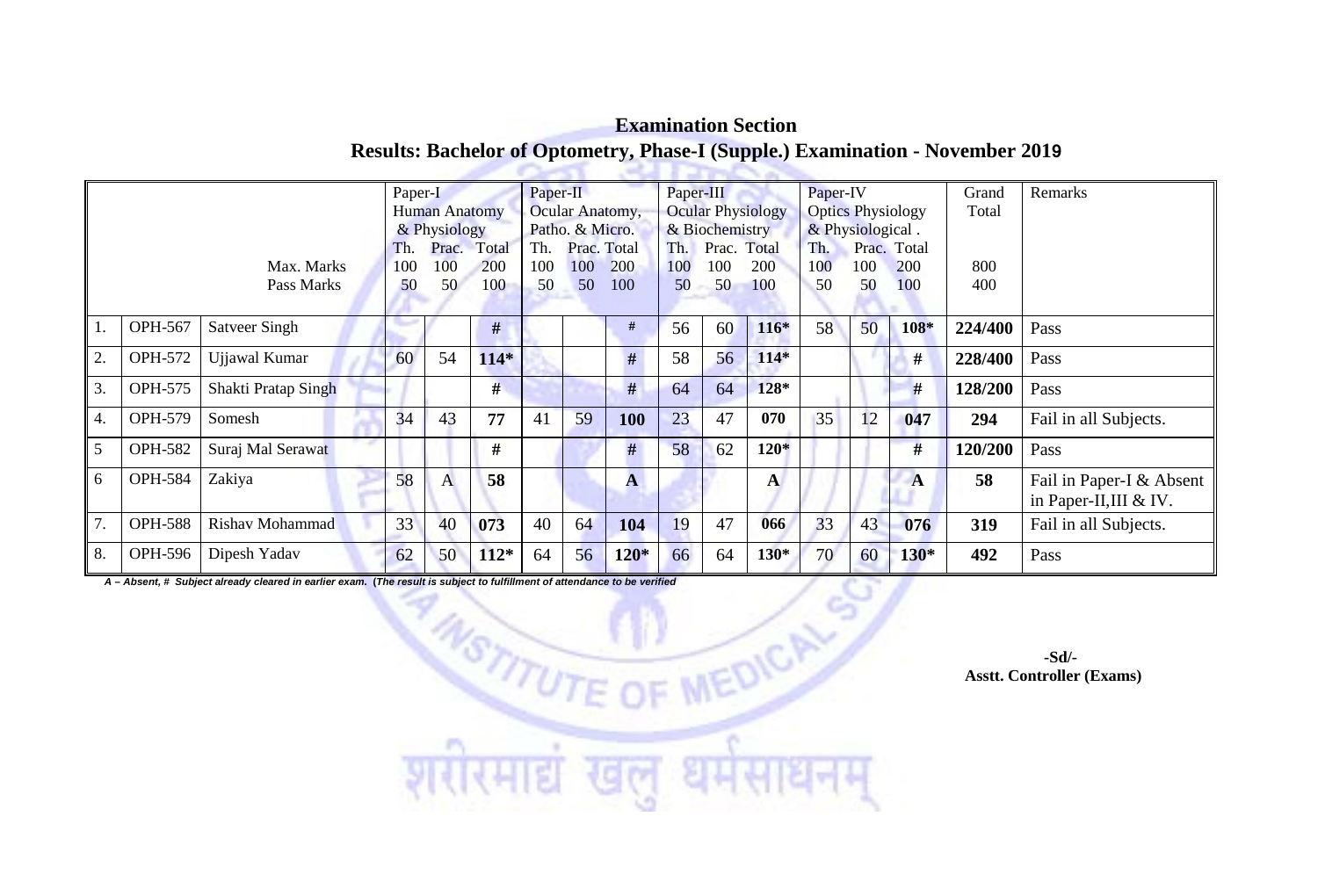## Examination Section

## Results: Bachelor of Optometry, Phase-I (Supple.) Examination - November 2019

| | | | Paper-I Human Anatomy & Physiology | | | Paper-II Ocular Anatomy, Patho. & Micro. | | | Paper-III Ocular Physiology & Biochemistry | | | Paper-IV Optics Physiology & Physiological . | | | Grand Total | Remarks |
|---|---|---|---|---|---|---|---|---|---|---|---|---|---|---|---|---|
| | | | Th. | Prac. | Total | Th. | Prac. | Total | Th. | Prac. | Total | Th. | Prac. | Total | | |
| | | Max. Marks | 100 | 100 | 200 | 100 | 100 | 200 | 100 | 100 | 200 | 100 | 100 | 200 | 800 | |
| | | Pass Marks | 50 | 50 | 100 | 50 | 50 | 100 | 50 | 50 | 100 | 50 | 50 | 100 | 400 | |
| 1. | OPH-567 | Satveer Singh | | | **#** | | | # | 56 | 60 | **116*** | 58 | 50 | **108*** | **224/400** | Pass |
| 2. | OPH-572 | Ujjawal Kumar | 60 | 54 | **114*** | | | **#** | 58 | 56 | **114*** | | | **#** | **228/400** | Pass |
| 3. | OPH-575 | Shakti Pratap Singh | | | **#** | | | **#** | 64 | 64 | **128*** | | | **#** | **128/200** | Pass |
| 4. | OPH-579 | Somesh | 34 | 43 | **77** | 41 | 59 | **100** | 23 | 47 | **070** | 35 | 12 | **047** | **294** | Fail in all Subjects. |
| 5 | OPH-582 | Suraj Mal Serawat | | | **#** | | | **#** | 58 | 62 | **120*** | | | **#** | **120/200** | Pass |
| 6 | OPH-584 | Zakiya | 58 | A | **58** | | | **A** | | | **A** | | | **A** | **58** | Fail in Paper-I & Absent in Paper-II,III & IV. |
| 7. | OPH-588 | Rishav Mohammad | 33 | 40 | **073** | 40 | 64 | **104** | 19 | 47 | **066** | 33 | 43 | **076** | **319** | Fail in all Subjects. |
| 8. | OPH-596 | Dipesh Yadav | 62 | 50 | **112*** | 64 | 56 | **120*** | 66 | 64 | **130*** | 70 | 60 | **130*** | **492** | Pass |

***A – Absent, # Subject already cleared in earlier exam. (The result is subject to fulfillment of attendance to be verified***

**-Sd/-**
**Asstt. Controller (Exams)**